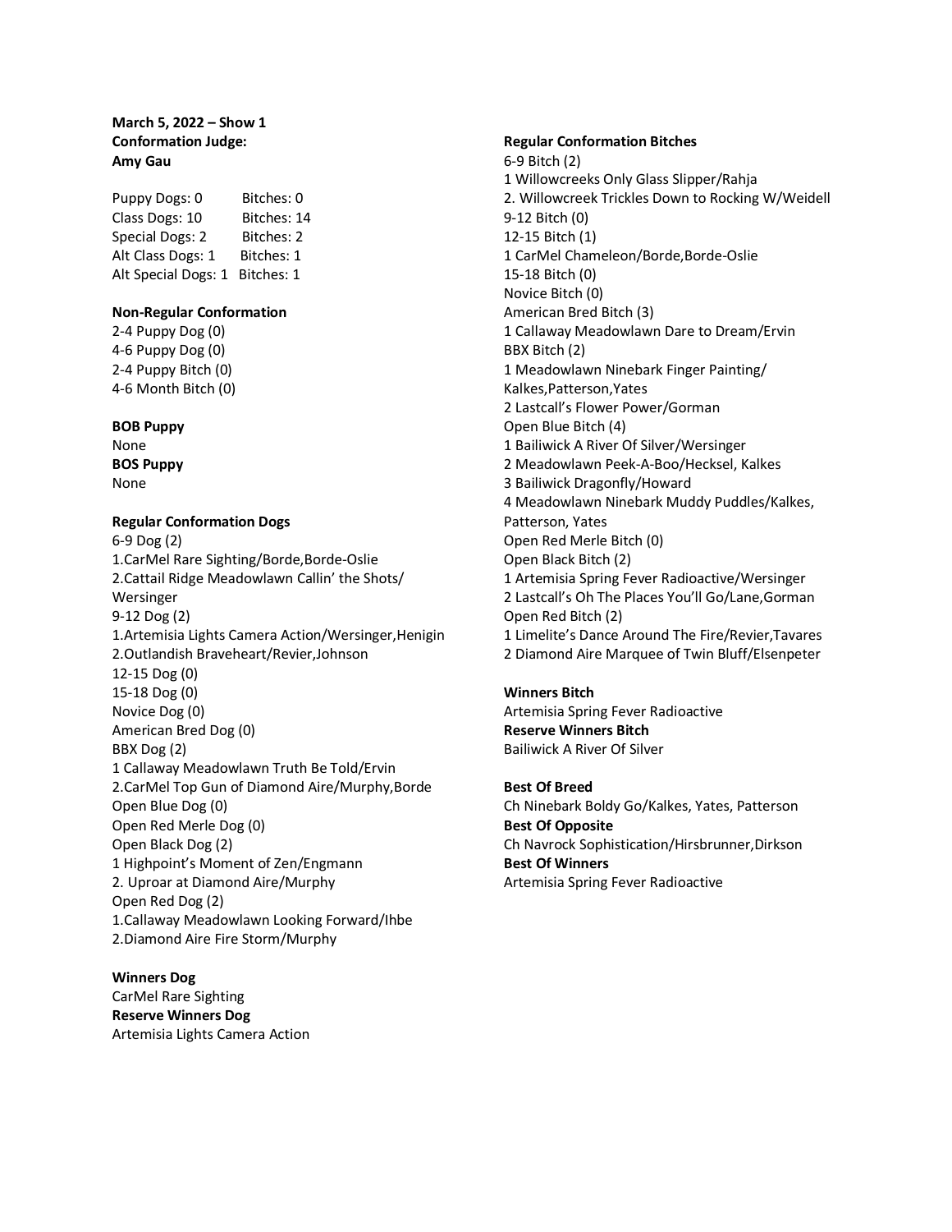**March 5, 2022 – Show 1**
**Conformation Judge:**
**Amy Gau**

| | |
|---|---|
| Puppy Dogs: 0 | Bitches: 0 |
| Class Dogs: 10 | Bitches: 14 |
| Special Dogs: 2 | Bitches: 2 |
| Alt Class Dogs: 1 | Bitches: 1 |
| Alt Special Dogs: 1 | Bitches: 1 |

**Non-Regular Conformation**
2-4 Puppy Dog (0)
4-6 Puppy Dog (0)
2-4 Puppy Bitch (0)
4-6 Month Bitch (0)

**BOB Puppy**
None
**BOS Puppy**
None

**Regular Conformation Dogs**
6-9 Dog (2)
1.CarMel Rare Sighting/Borde,Borde-Oslie
2.Cattail Ridge Meadowlawn Callin' the Shots/Wersinger
9-12 Dog (2)
1.Artemisia Lights Camera Action/Wersinger,Henigin
2.Outlandish Braveheart/Revier,Johnson
12-15 Dog (0)
15-18 Dog (0)
Novice Dog (0)
American Bred Dog (0)
BBX Dog (2)
1 Callaway Meadowlawn Truth Be Told/Ervin
2.CarMel Top Gun of Diamond Aire/Murphy,Borde
Open Blue Dog (0)
Open Red Merle Dog (0)
Open Black Dog (2)
1 Highpoint's Moment of Zen/Engmann
2. Uproar at Diamond Aire/Murphy
Open Red Dog (2)
1.Callaway Meadowlawn Looking Forward/Ihbe
2.Diamond Aire Fire Storm/Murphy

**Winners Dog**
CarMel Rare Sighting
**Reserve Winners Dog**
Artemisia Lights Camera Action

**Regular Conformation Bitches**
6-9 Bitch (2)
1 Willowcreeks Only Glass Slipper/Rahja
2. Willowcreek Trickles Down to Rocking W/Weidell
9-12 Bitch (0)
12-15 Bitch (1)
1 CarMel Chameleon/Borde,Borde-Oslie
15-18 Bitch (0)
Novice Bitch (0)
American Bred Bitch (3)
1 Callaway Meadowlawn Dare to Dream/Ervin
BBX Bitch (2)
1 Meadowlawn Ninebark Finger Painting/Kalkes,Patterson,Yates
2 Lastcall's Flower Power/Gorman
Open Blue Bitch (4)
1 Bailiwick A River Of Silver/Wersinger
2 Meadowlawn Peek-A-Boo/Hecksel, Kalkes
3 Bailiwick Dragonfly/Howard
4 Meadowlawn Ninebark Muddy Puddles/Kalkes, Patterson, Yates
Open Red Merle Bitch (0)
Open Black Bitch (2)
1 Artemisia Spring Fever Radioactive/Wersinger
2 Lastcall's Oh The Places You'll Go/Lane,Gorman
Open Red Bitch (2)
1 Limelite's Dance Around The Fire/Revier,Tavares
2 Diamond Aire Marquee of Twin Bluff/Elsenpeter

**Winners Bitch**
Artemisia Spring Fever Radioactive
**Reserve Winners Bitch**
Bailiwick A River Of Silver

**Best Of Breed**
Ch Ninebark Boldy Go/Kalkes, Yates, Patterson
**Best Of Opposite**
Ch Navrock Sophistication/Hirsbrunner,Dirkson
**Best Of Winners**
Artemisia Spring Fever Radioactive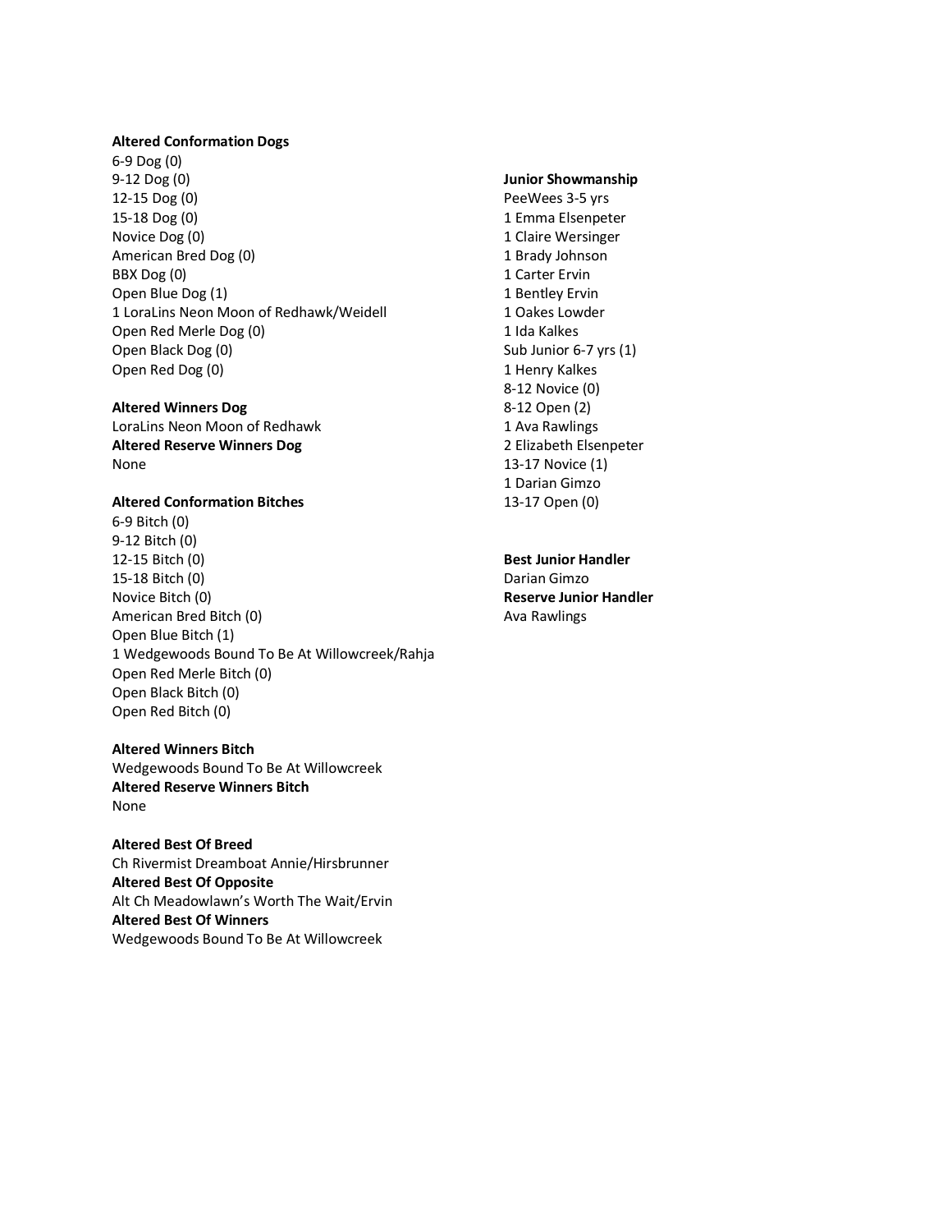**Altered Conformation Dogs**

6-9 Dog (0)
9-12 Dog (0)
12-15 Dog (0)
15-18 Dog (0)
Novice Dog (0)
American Bred Dog (0)
BBX Dog (0)
Open Blue Dog (1)
1 LoraLins Neon Moon of Redhawk/Weidell
Open Red Merle Dog (0)
Open Black Dog (0)
Open Red Dog (0)

**Altered Winners Dog**
LoraLins Neon Moon of Redhawk
**Altered Reserve Winners Dog**
None

**Altered Conformation Bitches**

6-9 Bitch (0)
9-12 Bitch (0)
12-15 Bitch (0)
15-18 Bitch (0)
Novice Bitch (0)
American Bred Bitch (0)
Open Blue Bitch (1)
1 Wedgewoods Bound To Be At Willowcreek/Rahja
Open Red Merle Bitch (0)
Open Black Bitch (0)
Open Red Bitch (0)

**Altered Winners Bitch**
Wedgewoods Bound To Be At Willowcreek
**Altered Reserve Winners Bitch**
None

**Altered Best Of Breed**
Ch Rivermist Dreamboat Annie/Hirsbrunner
**Altered Best Of Opposite**
Alt Ch Meadowlawn's Worth The Wait/Ervin
**Altered Best Of Winners**
Wedgewoods Bound To Be At Willowcreek

**Junior Showmanship**

PeeWees 3-5 yrs
1 Emma Elsenpeter
1 Claire Wersinger
1 Brady Johnson
1 Carter Ervin
1 Bentley Ervin
1 Oakes Lowder
1 Ida Kalkes
Sub Junior 6-7 yrs (1)
1 Henry Kalkes
8-12 Novice (0)
8-12 Open (2)
1 Ava Rawlings
2 Elizabeth Elsenpeter
13-17 Novice (1)
1 Darian Gimzo
13-17 Open (0)

**Best Junior Handler**
Darian Gimzo
**Reserve Junior Handler**
Ava Rawlings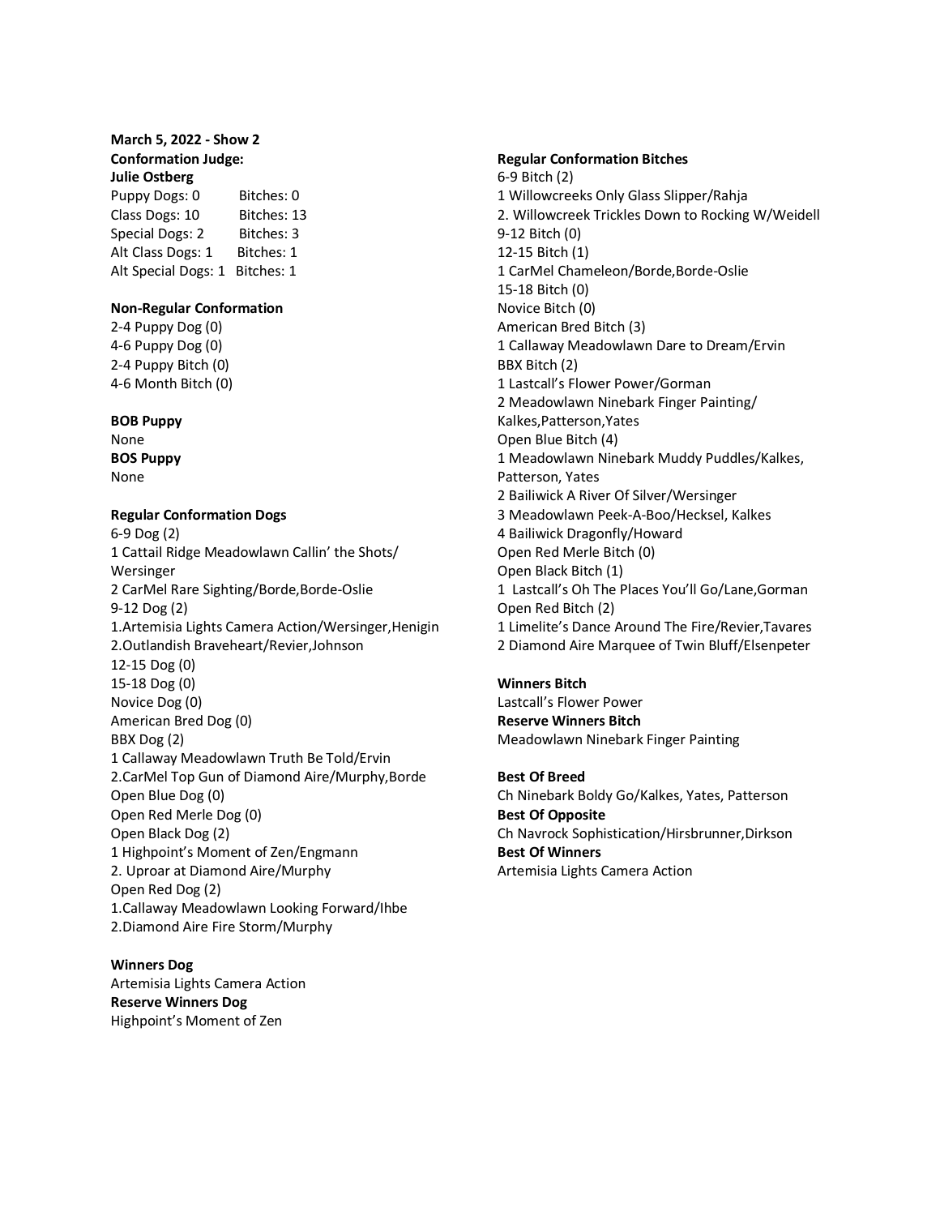**March 5, 2022 - Show 2**
**Conformation Judge:**
**Julie Ostberg**

Puppy Dogs: 0 Bitches: 0
Class Dogs: 10 Bitches: 13
Special Dogs: 2 Bitches: 3
Alt Class Dogs: 1 Bitches: 1
Alt Special Dogs: 1 Bitches: 1

**Non-Regular Conformation**

2-4 Puppy Dog (0)
4-6 Puppy Dog (0)
2-4 Puppy Bitch (0)
4-6 Month Bitch (0)

**BOB Puppy**
None
**BOS Puppy**
None

**Regular Conformation Dogs**

6-9 Dog (2)
1 Cattail Ridge Meadowlawn Callin' the Shots/Wersinger
2 CarMel Rare Sighting/Borde,Borde-Oslie
9-12 Dog (2)
1.Artemisia Lights Camera Action/Wersinger,Henigin
2.Outlandish Braveheart/Revier,Johnson
12-15 Dog (0)
15-18 Dog (0)
Novice Dog (0)
American Bred Dog (0)
BBX Dog (2)
1 Callaway Meadowlawn Truth Be Told/Ervin
2.CarMel Top Gun of Diamond Aire/Murphy,Borde
Open Blue Dog (0)
Open Red Merle Dog (0)
Open Black Dog (2)
1 Highpoint's Moment of Zen/Engmann
2. Uproar at Diamond Aire/Murphy
Open Red Dog (2)
1.Callaway Meadowlawn Looking Forward/Ihbe
2.Diamond Aire Fire Storm/Murphy

**Winners Dog**
Artemisia Lights Camera Action
**Reserve Winners Dog**
Highpoint's Moment of Zen

**Regular Conformation Bitches**

6-9 Bitch (2)
1 Willowcreeks Only Glass Slipper/Rahja
2. Willowcreek Trickles Down to Rocking W/Weidell
9-12 Bitch (0)
12-15 Bitch (1)
1 CarMel Chameleon/Borde,Borde-Oslie
15-18 Bitch (0)
Novice Bitch (0)
American Bred Bitch (3)
1 Callaway Meadowlawn Dare to Dream/Ervin
BBX Bitch (2)
1 Lastcall's Flower Power/Gorman
2 Meadowlawn Ninebark Finger Painting/Kalkes,Patterson,Yates
Open Blue Bitch (4)
1 Meadowlawn Ninebark Muddy Puddles/Kalkes, Patterson, Yates
2 Bailiwick A River Of Silver/Wersinger
3 Meadowlawn Peek-A-Boo/Hecksel, Kalkes
4 Bailiwick Dragonfly/Howard
Open Red Merle Bitch (0)
Open Black Bitch (1)
1 Lastcall's Oh The Places You'll Go/Lane,Gorman
Open Red Bitch (2)
1 Limelite's Dance Around The Fire/Revier,Tavares
2 Diamond Aire Marquee of Twin Bluff/Elsenpeter

**Winners Bitch**
Lastcall's Flower Power
**Reserve Winners Bitch**
Meadowlawn Ninebark Finger Painting

**Best Of Breed**
Ch Ninebark Boldy Go/Kalkes, Yates, Patterson
**Best Of Opposite**
Ch Navrock Sophistication/Hirsbrunner,Dirkson
**Best Of Winners**
Artemisia Lights Camera Action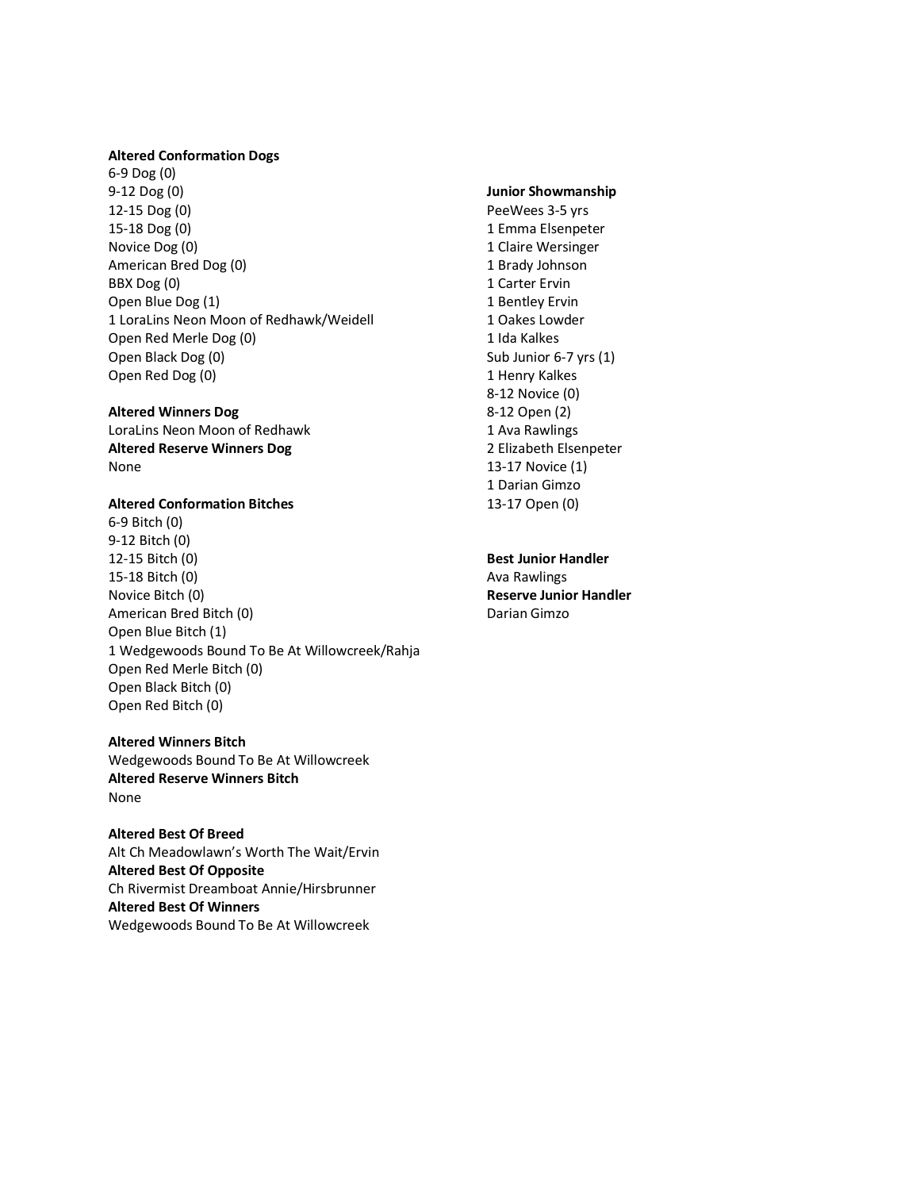**Altered Conformation Dogs**

6-9 Dog (0)
9-12 Dog (0)
12-15 Dog (0)
15-18 Dog (0)
Novice Dog (0)
American Bred Dog (0)
BBX Dog (0)
Open Blue Dog (1)
1 LoraLins Neon Moon of Redhawk/Weidell
Open Red Merle Dog (0)
Open Black Dog (0)
Open Red Dog (0)

**Altered Winners Dog**
LoraLins Neon Moon of Redhawk
**Altered Reserve Winners Dog**
None

**Altered Conformation Bitches**

6-9 Bitch (0)
9-12 Bitch (0)
12-15 Bitch (0)
15-18 Bitch (0)
Novice Bitch (0)
American Bred Bitch (0)
Open Blue Bitch (1)
1 Wedgewoods Bound To Be At Willowcreek/Rahja
Open Red Merle Bitch (0)
Open Black Bitch (0)
Open Red Bitch (0)

**Altered Winners Bitch**
Wedgewoods Bound To Be At Willowcreek
**Altered Reserve Winners Bitch**
None

**Altered Best Of Breed**
Alt Ch Meadowlawn's Worth The Wait/Ervin
**Altered Best Of Opposite**
Ch Rivermist Dreamboat Annie/Hirsbrunner
**Altered Best Of Winners**
Wedgewoods Bound To Be At Willowcreek

**Junior Showmanship**

PeeWees 3-5 yrs
1 Emma Elsenpeter
1 Claire Wersinger
1 Brady Johnson
1 Carter Ervin
1 Bentley Ervin
1 Oakes Lowder
1 Ida Kalkes
Sub Junior 6-7 yrs (1)
1 Henry Kalkes
8-12 Novice (0)
8-12 Open (2)
1 Ava Rawlings
2 Elizabeth Elsenpeter
13-17 Novice (1)
1 Darian Gimzo
13-17 Open (0)

**Best Junior Handler**
Ava Rawlings
**Reserve Junior Handler**
Darian Gimzo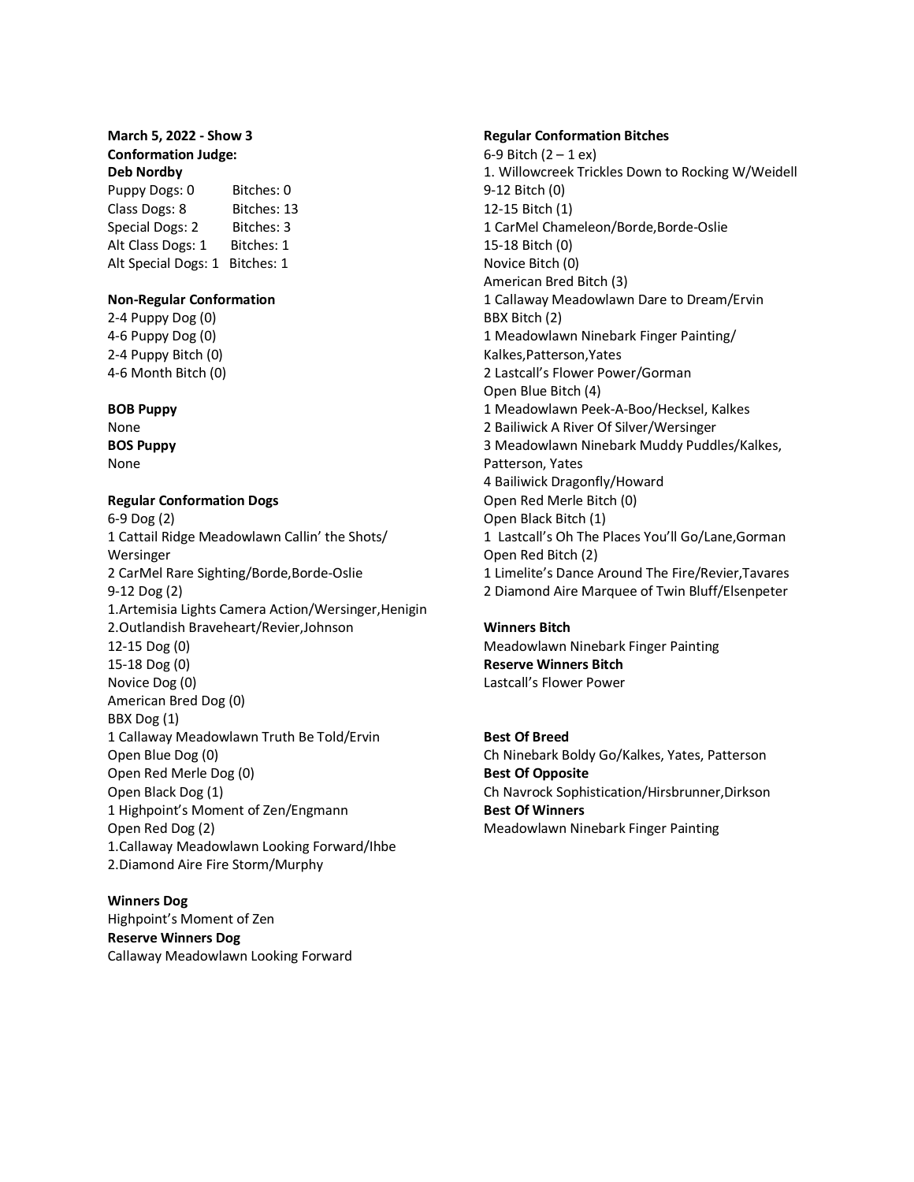**March 5, 2022 - Show 3**
**Conformation Judge:**
**Deb Nordby**

Puppy Dogs: 0 Bitches: 0
Class Dogs: 8 Bitches: 13
Special Dogs: 2 Bitches: 3
Alt Class Dogs: 1 Bitches: 1
Alt Special Dogs: 1 Bitches: 1

**Non-Regular Conformation**

2-4 Puppy Dog (0)
4-6 Puppy Dog (0)
2-4 Puppy Bitch (0)
4-6 Month Bitch (0)

**BOB Puppy**
None
**BOS Puppy**
None

**Regular Conformation Dogs**

6-9 Dog (2)
1 Cattail Ridge Meadowlawn Callin' the Shots/Wersinger
2 CarMel Rare Sighting/Borde,Borde-Oslie
9-12 Dog (2)
1.Artemisia Lights Camera Action/Wersinger,Henigin
2.Outlandish Braveheart/Revier,Johnson
12-15 Dog (0)
15-18 Dog (0)
Novice Dog (0)
American Bred Dog (0)
BBX Dog (1)
1 Callaway Meadowlawn Truth Be Told/Ervin
Open Blue Dog (0)
Open Red Merle Dog (0)
Open Black Dog (1)
1 Highpoint's Moment of Zen/Engmann
Open Red Dog (2)
1.Callaway Meadowlawn Looking Forward/Ihbe
2.Diamond Aire Fire Storm/Murphy

**Winners Dog**
Highpoint's Moment of Zen
**Reserve Winners Dog**
Callaway Meadowlawn Looking Forward

**Regular Conformation Bitches**

6-9 Bitch (2 – 1 ex)
1. Willowcreek Trickles Down to Rocking W/Weidell
9-12 Bitch (0)
12-15 Bitch (1)
1 CarMel Chameleon/Borde,Borde-Oslie
15-18 Bitch (0)
Novice Bitch (0)
American Bred Bitch (3)
1 Callaway Meadowlawn Dare to Dream/Ervin
BBX Bitch (2)
1 Meadowlawn Ninebark Finger Painting/Kalkes,Patterson,Yates
2 Lastcall's Flower Power/Gorman
Open Blue Bitch (4)
1 Meadowlawn Peek-A-Boo/Hecksel, Kalkes
2 Bailiwick A River Of Silver/Wersinger
3 Meadowlawn Ninebark Muddy Puddles/Kalkes, Patterson, Yates
4 Bailiwick Dragonfly/Howard
Open Red Merle Bitch (0)
Open Black Bitch (1)
1 Lastcall's Oh The Places You'll Go/Lane,Gorman
Open Red Bitch (2)
1 Limelite's Dance Around The Fire/Revier,Tavares
2 Diamond Aire Marquee of Twin Bluff/Elsenpeter

**Winners Bitch**
Meadowlawn Ninebark Finger Painting
**Reserve Winners Bitch**
Lastcall's Flower Power

**Best Of Breed**
Ch Ninebark Boldy Go/Kalkes, Yates, Patterson
**Best Of Opposite**
Ch Navrock Sophistication/Hirsbrunner,Dirkson
**Best Of Winners**
Meadowlawn Ninebark Finger Painting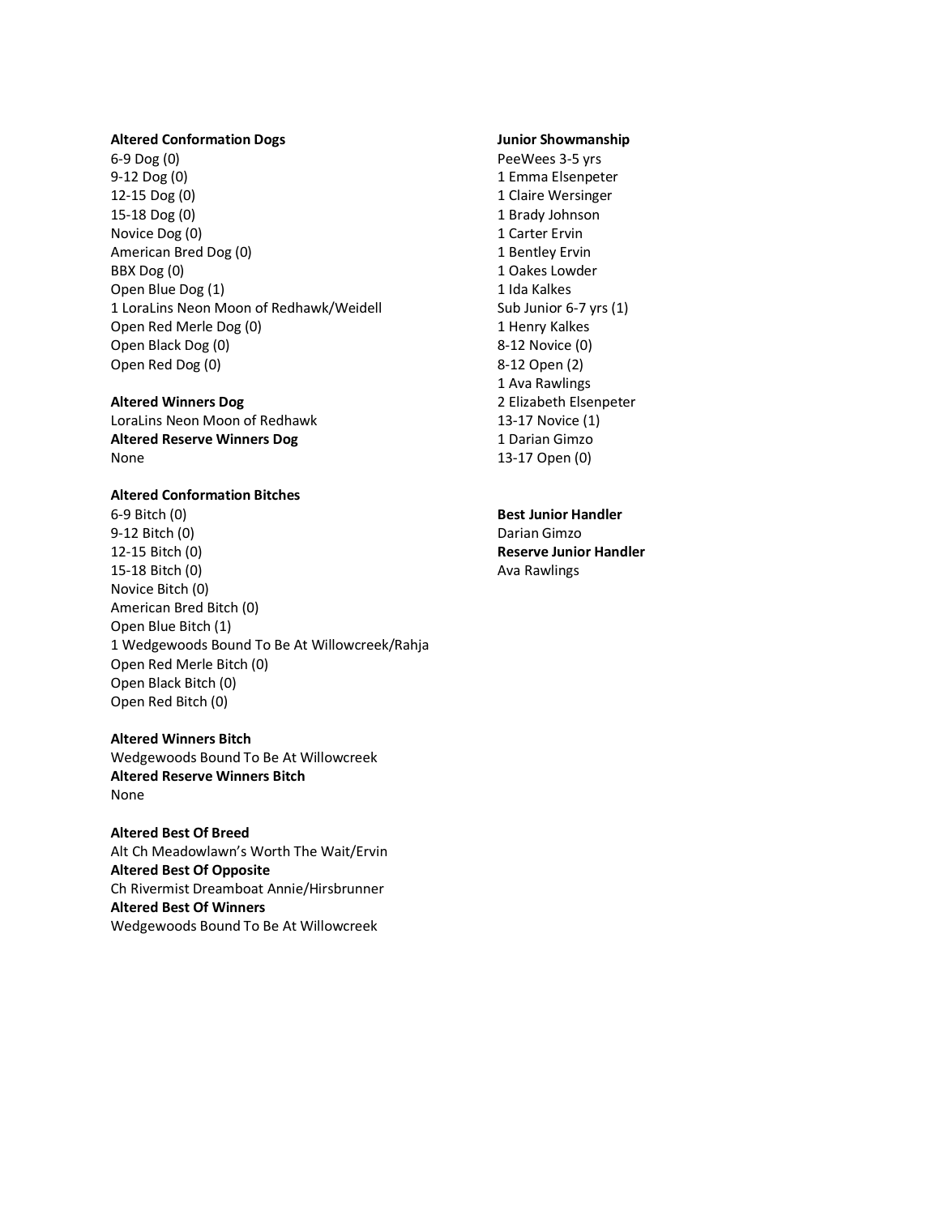**Altered Conformation Dogs**
6-9 Dog (0)
9-12 Dog (0)
12-15 Dog (0)
15-18 Dog (0)
Novice Dog (0)
American Bred Dog (0)
BBX Dog (0)
Open Blue Dog (1)
1 LoraLins Neon Moon of Redhawk/Weidell
Open Red Merle Dog (0)
Open Black Dog (0)
Open Red Dog (0)

**Altered Winners Dog**
LoraLins Neon Moon of Redhawk
**Altered Reserve Winners Dog**
None

**Altered Conformation Bitches**
6-9 Bitch (0)
9-12 Bitch (0)
12-15 Bitch (0)
15-18 Bitch (0)
Novice Bitch (0)
American Bred Bitch (0)
Open Blue Bitch (1)
1 Wedgewoods Bound To Be At Willowcreek/Rahja
Open Red Merle Bitch (0)
Open Black Bitch (0)
Open Red Bitch (0)

**Altered Winners Bitch**
Wedgewoods Bound To Be At Willowcreek
**Altered Reserve Winners Bitch**
None

**Altered Best Of Breed**
Alt Ch Meadowlawn's Worth The Wait/Ervin
**Altered Best Of Opposite**
Ch Rivermist Dreamboat Annie/Hirsbrunner
**Altered Best Of Winners**
Wedgewoods Bound To Be At Willowcreek

**Junior Showmanship**
PeeWees 3-5 yrs
1 Emma Elsenpeter
1 Claire Wersinger
1 Brady Johnson
1 Carter Ervin
1 Bentley Ervin
1 Oakes Lowder
1 Ida Kalkes
Sub Junior 6-7 yrs (1)
1 Henry Kalkes
8-12 Novice (0)
8-12 Open (2)
1 Ava Rawlings
2 Elizabeth Elsenpeter
13-17 Novice (1)
1 Darian Gimzo
13-17 Open (0)

**Best Junior Handler**
Darian Gimzo
**Reserve Junior Handler**
Ava Rawlings